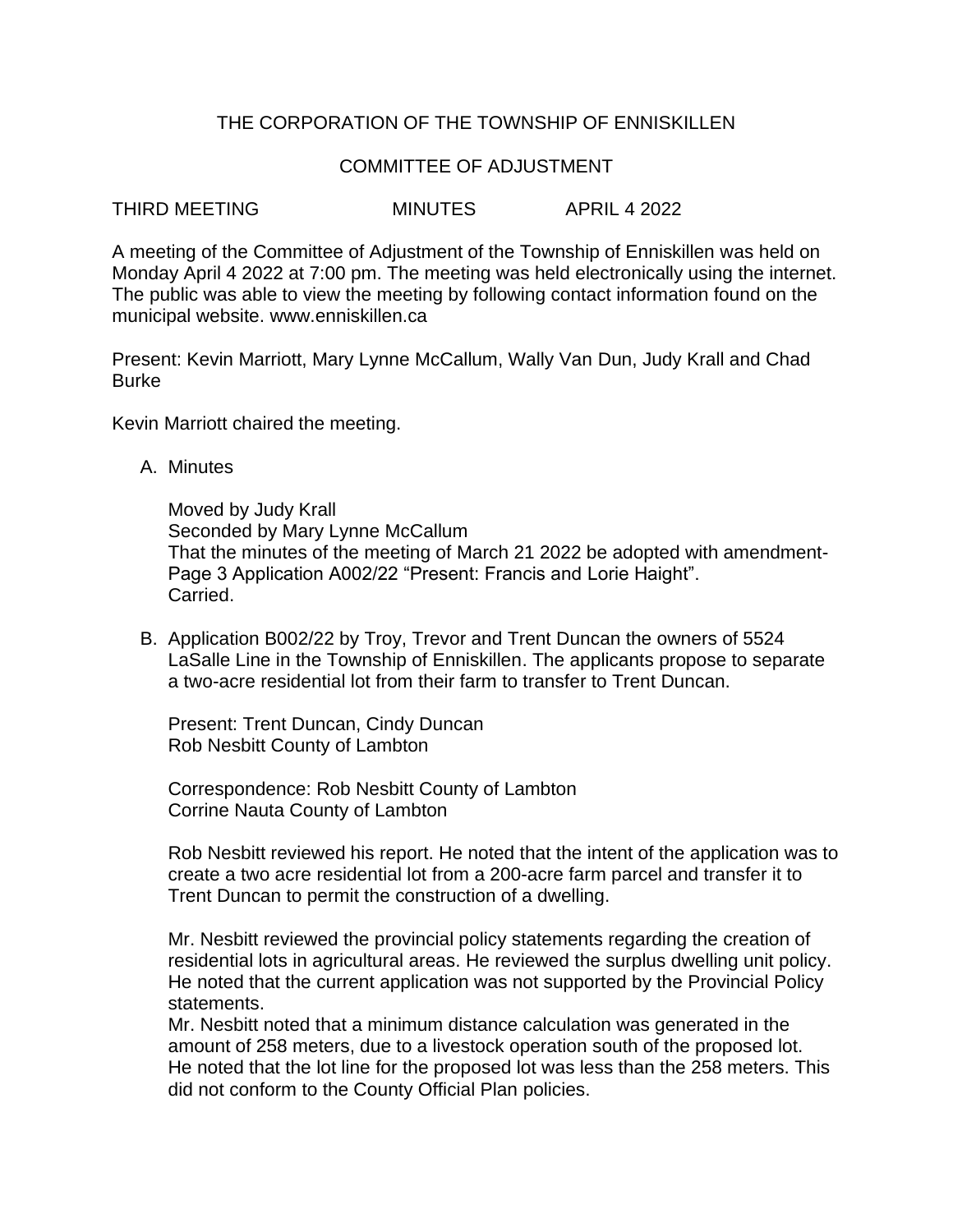# THE CORPORATION OF THE TOWNSHIP OF ENNISKILLEN

## COMMITTEE OF ADJUSTMENT

THIRD MEETING MINUTES APRIL 4 2022

A meeting of the Committee of Adjustment of the Township of Enniskillen was held on Monday April 4 2022 at 7:00 pm. The meeting was held electronically using the internet. The public was able to view the meeting by following contact information found on the municipal website. www.enniskillen.ca

Present: Kevin Marriott, Mary Lynne McCallum, Wally Van Dun, Judy Krall and Chad Burke

Kevin Marriott chaired the meeting.

A. Minutes

   Moved by Judy Krall
   Seconded by Mary Lynne McCallum
   That the minutes of the meeting of March 21 2022 be adopted with amendment- Page 3 Application A002/22 "Present: Francis and Lorie Haight".
   Carried.

B. Application B002/22 by Troy, Trevor and Trent Duncan the owners of 5524 LaSalle Line in the Township of Enniskillen. The applicants propose to separate a two-acre residential lot from their farm to transfer to Trent Duncan.

   Present: Trent Duncan, Cindy Duncan
   Rob Nesbitt County of Lambton

   Correspondence: Rob Nesbitt County of Lambton
   Corrine Nauta County of Lambton

   Rob Nesbitt reviewed his report. He noted that the intent of the application was to create a two acre residential lot from a 200-acre farm parcel and transfer it to Trent Duncan to permit the construction of a dwelling.

   Mr. Nesbitt reviewed the provincial policy statements regarding the creation of residential lots in agricultural areas. He reviewed the surplus dwelling unit policy. He noted that the current application was not supported by the Provincial Policy statements.
   Mr. Nesbitt noted that a minimum distance calculation was generated in the amount of 258 meters, due to a livestock operation south of the proposed lot. He noted that the lot line for the proposed lot was less than the 258 meters. This did not conform to the County Official Plan policies.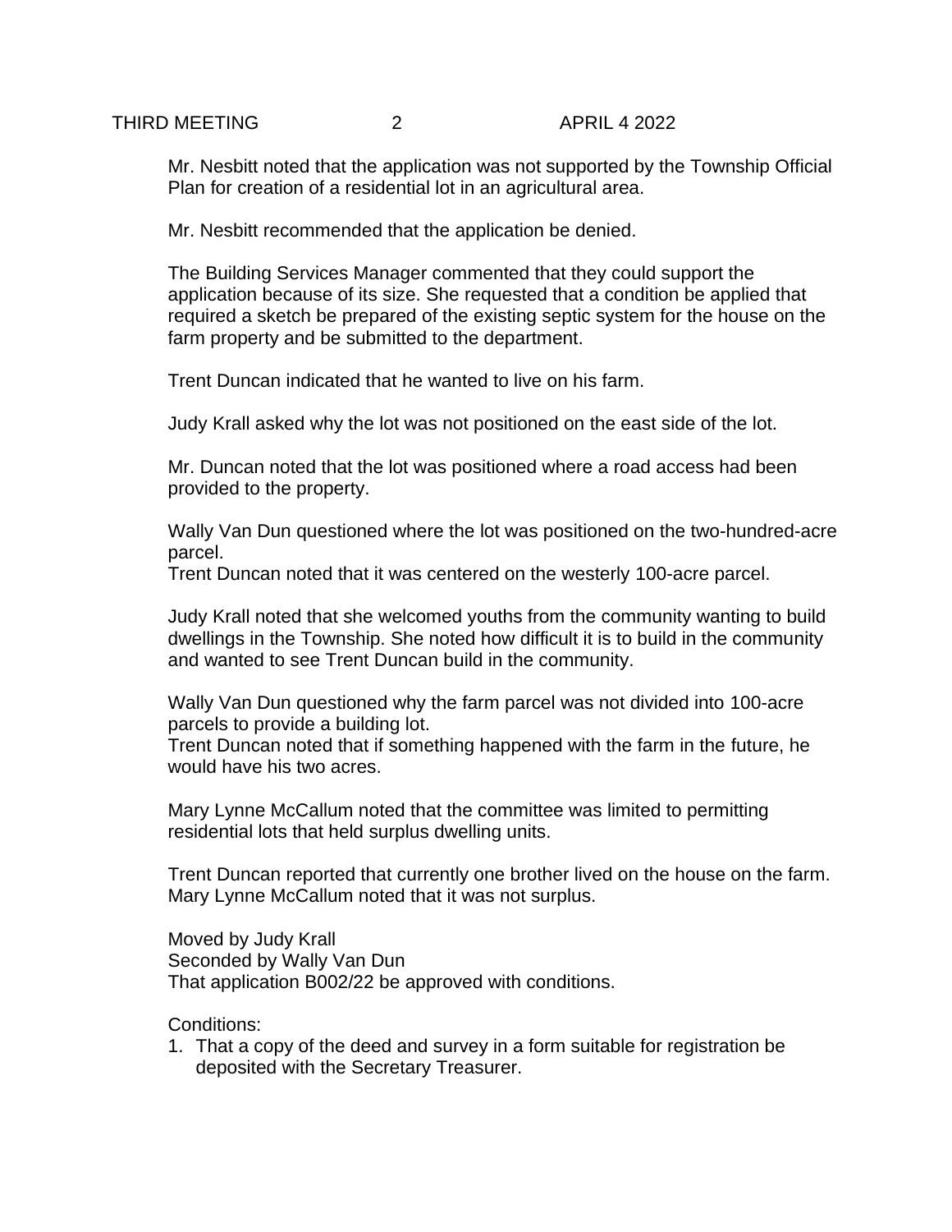Mr. Nesbitt noted that the application was not supported by the Township Official Plan for creation of a residential lot in an agricultural area.

Mr. Nesbitt recommended that the application be denied.

The Building Services Manager commented that they could support the application because of its size. She requested that a condition be applied that required a sketch be prepared of the existing septic system for the house on the farm property and be submitted to the department.

Trent Duncan indicated that he wanted to live on his farm.

Judy Krall asked why the lot was not positioned on the east side of the lot.

Mr. Duncan noted that the lot was positioned where a road access had been provided to the property.

Wally Van Dun questioned where the lot was positioned on the two-hundred-acre parcel.
Trent Duncan noted that it was centered on the westerly 100-acre parcel.

Judy Krall noted that she welcomed youths from the community wanting to build dwellings in the Township. She noted how difficult it is to build in the community and wanted to see Trent Duncan build in the community.

Wally Van Dun questioned why the farm parcel was not divided into 100-acre parcels to provide a building lot.
Trent Duncan noted that if something happened with the farm in the future, he would have his two acres.

Mary Lynne McCallum noted that the committee was limited to permitting residential lots that held surplus dwelling units.

Trent Duncan reported that currently one brother lived on the house on the farm.
Mary Lynne McCallum noted that it was not surplus.

Moved by Judy Krall
Seconded by Wally Van Dun
That application B002/22 be approved with conditions.

Conditions:

1. That a copy of the deed and survey in a form suitable for registration be deposited with the Secretary Treasurer.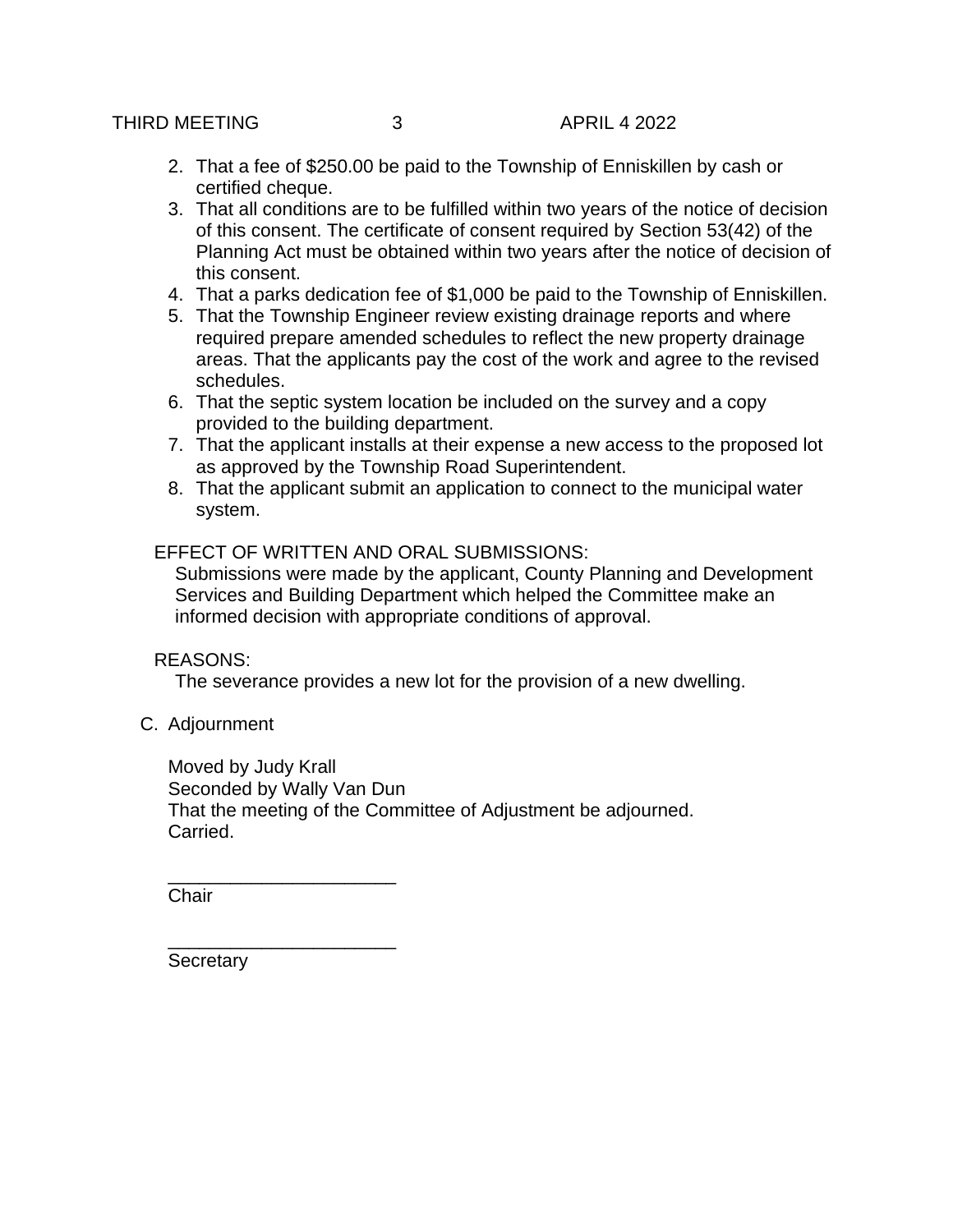2. That a fee of $250.00 be paid to the Township of Enniskillen by cash or certified cheque.
3. That all conditions are to be fulfilled within two years of the notice of decision of this consent. The certificate of consent required by Section 53(42) of the Planning Act must be obtained within two years after the notice of decision of this consent.
4. That a parks dedication fee of $1,000 be paid to the Township of Enniskillen.
5. That the Township Engineer review existing drainage reports and where required prepare amended schedules to reflect the new property drainage areas. That the applicants pay the cost of the work and agree to the revised schedules.
6. That the septic system location be included on the survey and a copy provided to the building department.
7. That the applicant installs at their expense a new access to the proposed lot as approved by the Township Road Superintendent.
8. That the applicant submit an application to connect to the municipal water system.

EFFECT OF WRITTEN AND ORAL SUBMISSIONS:

Submissions were made by the applicant, County Planning and Development Services and Building Department which helped the Committee make an informed decision with appropriate conditions of approval.

REASONS:

The severance provides a new lot for the provision of a new dwelling.

C. Adjournment

Moved by Judy Krall
Seconded by Wally Van Dun
That the meeting of the Committee of Adjustment be adjourned.
Carried.

______________________
Chair

______________________
Secretary